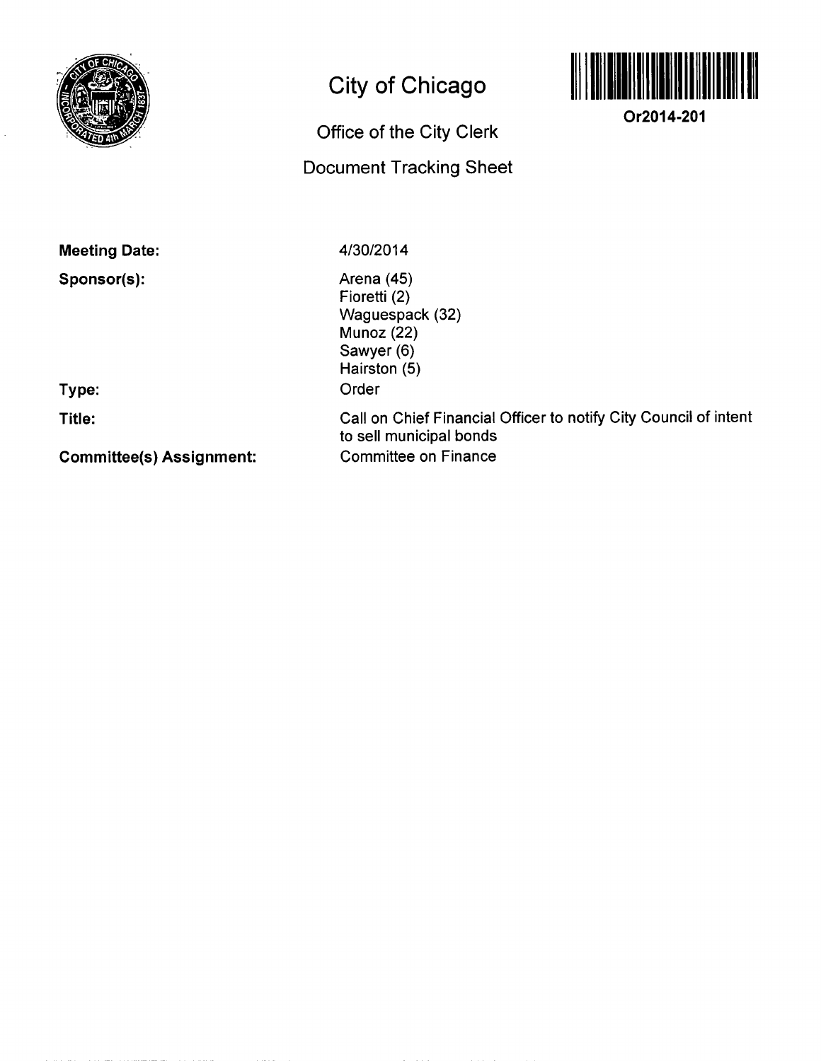# City of Chicago

## Office of the City Clerk

## Document Tracking Sheet

**Or2014-201**

**Meeting Date:** 4/30/2014

**Sponsor(s):**
Arena (45)
Fioretti (2)
Waguespack (32)
Munoz (22)
Sawyer (6)
Hairston (5)

**Type:** Order

**Title:** Call on Chief Financial Officer to notify City Council of intent to sell municipal bonds

**Committee(s) Assignment:** Committee on Finance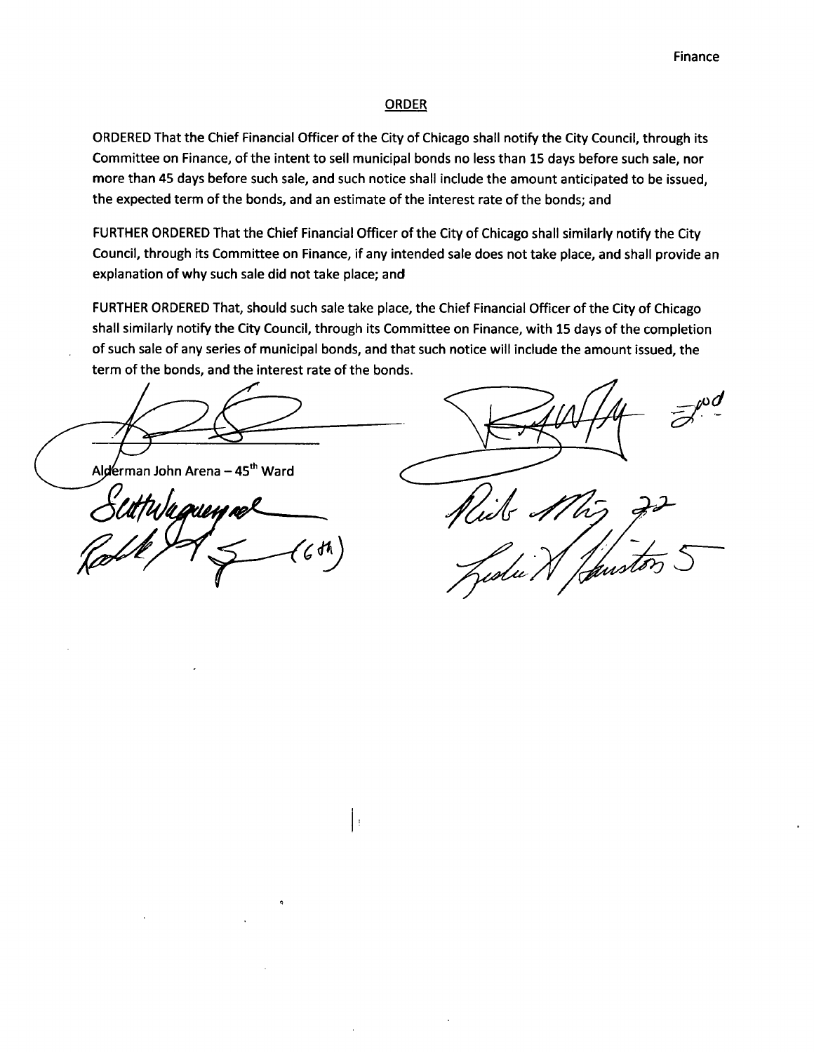Finance

## ORDER

ORDERED That the Chief Financial Officer of the City of Chicago shall notify the City Council, through its Committee on Finance, of the intent to sell municipal bonds no less than 15 days before such sale, nor more than 45 days before such sale, and such notice shall include the amount anticipated to be issued, the expected term of the bonds, and an estimate of the interest rate of the bonds; and

FURTHER ORDERED That the Chief Financial Officer of the City of Chicago shall similarly notify the City Council, through its Committee on Finance, if any intended sale does not take place, and shall provide an explanation of why such sale did not take place; and

FURTHER ORDERED That, should such sale take place, the Chief Financial Officer of the City of Chicago shall similarly notify the City Council, through its Committee on Finance, with 15 days of the completion of such sale of any series of municipal bonds, and that such notice will include the amount issued, the term of the bonds, and the interest rate of the bonds.

Alderman John Arena – 45th Ward